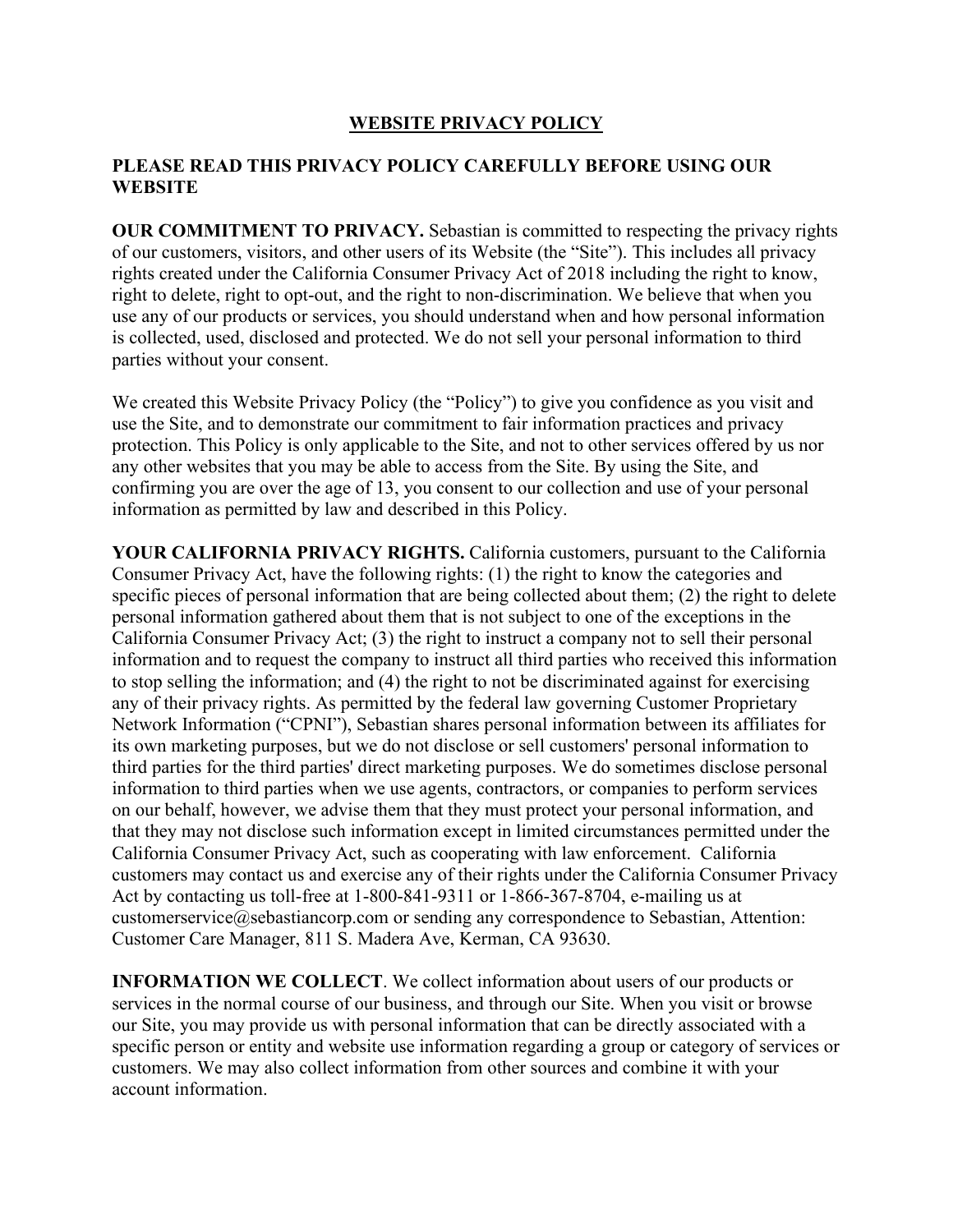# WEBSITE PRIVACY POLICY

## PLEASE READ THIS PRIVACY POLICY CAREFULLY BEFORE USING OUR WEBSITE

**OUR COMMITMENT TO PRIVACY.** Sebastian is committed to respecting the privacy rights of our customers, visitors, and other users of its Website (the "Site"). This includes all privacy rights created under the California Consumer Privacy Act of 2018 including the right to know, right to delete, right to opt-out, and the right to non-discrimination. We believe that when you use any of our products or services, you should understand when and how personal information is collected, used, disclosed and protected. We do not sell your personal information to third parties without your consent.

We created this Website Privacy Policy (the "Policy") to give you confidence as you visit and use the Site, and to demonstrate our commitment to fair information practices and privacy protection. This Policy is only applicable to the Site, and not to other services offered by us nor any other websites that you may be able to access from the Site. By using the Site, and confirming you are over the age of 13, you consent to our collection and use of your personal information as permitted by law and described in this Policy.

**YOUR CALIFORNIA PRIVACY RIGHTS.** California customers, pursuant to the California Consumer Privacy Act, have the following rights: (1) the right to know the categories and specific pieces of personal information that are being collected about them; (2) the right to delete personal information gathered about them that is not subject to one of the exceptions in the California Consumer Privacy Act; (3) the right to instruct a company not to sell their personal information and to request the company to instruct all third parties who received this information to stop selling the information; and (4) the right to not be discriminated against for exercising any of their privacy rights. As permitted by the federal law governing Customer Proprietary Network Information ("CPNI"), Sebastian shares personal information between its affiliates for its own marketing purposes, but we do not disclose or sell customers' personal information to third parties for the third parties' direct marketing purposes. We do sometimes disclose personal information to third parties when we use agents, contractors, or companies to perform services on our behalf, however, we advise them that they must protect your personal information, and that they may not disclose such information except in limited circumstances permitted under the California Consumer Privacy Act, such as cooperating with law enforcement. California customers may contact us and exercise any of their rights under the California Consumer Privacy Act by contacting us toll-free at 1-800-841-9311 or 1-866-367-8704, e-mailing us at customerservice@sebastiancorp.com or sending any correspondence to Sebastian, Attention: Customer Care Manager, 811 S. Madera Ave, Kerman, CA 93630.

**INFORMATION WE COLLECT**. We collect information about users of our products or services in the normal course of our business, and through our Site. When you visit or browse our Site, you may provide us with personal information that can be directly associated with a specific person or entity and website use information regarding a group or category of services or customers. We may also collect information from other sources and combine it with your account information.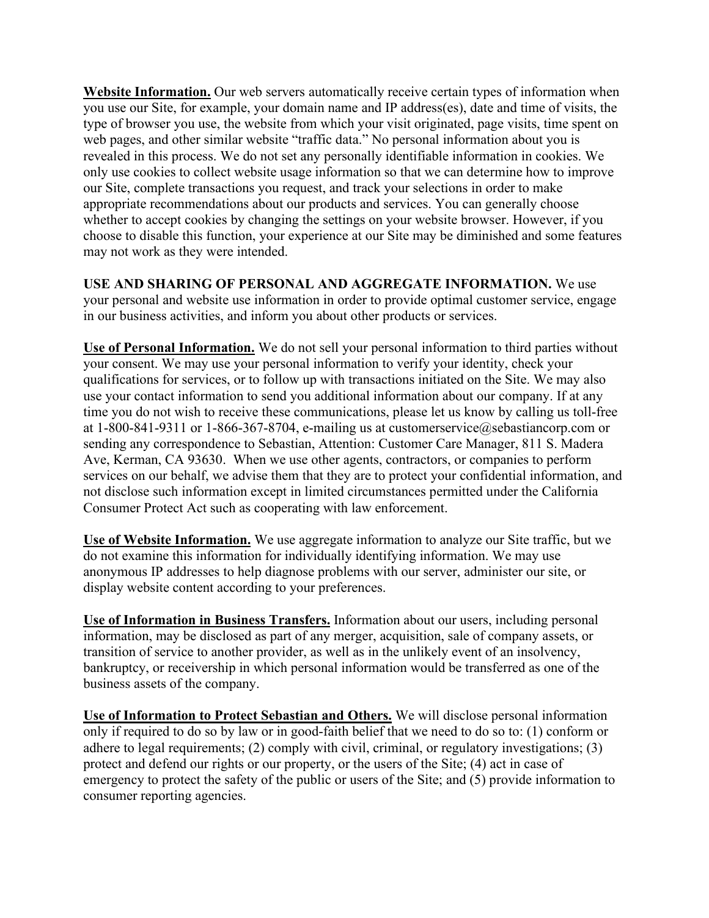**<u>Website Information.</u>** Our web servers automatically receive certain types of information when you use our Site, for example, your domain name and IP address(es), date and time of visits, the type of browser you use, the website from which your visit originated, page visits, time spent on web pages, and other similar website "traffic data." No personal information about you is revealed in this process. We do not set any personally identifiable information in cookies. We only use cookies to collect website usage information so that we can determine how to improve our Site, complete transactions you request, and track your selections in order to make appropriate recommendations about our products and services. You can generally choose whether to accept cookies by changing the settings on your website browser. However, if you choose to disable this function, your experience at our Site may be diminished and some features may not work as they were intended.

**USE AND SHARING OF PERSONAL AND AGGREGATE INFORMATION.** We use your personal and website use information in order to provide optimal customer service, engage in our business activities, and inform you about other products or services.

**<u>Use of Personal Information.</u>** We do not sell your personal information to third parties without your consent. We may use your personal information to verify your identity, check your qualifications for services, or to follow up with transactions initiated on the Site. We may also use your contact information to send you additional information about our company. If at any time you do not wish to receive these communications, please let us know by calling us toll-free at 1-800-841-9311 or 1-866-367-8704, e-mailing us at customerservice@sebastiancorp.com or sending any correspondence to Sebastian, Attention: Customer Care Manager, 811 S. Madera Ave, Kerman, CA 93630. When we use other agents, contractors, or companies to perform services on our behalf, we advise them that they are to protect your confidential information, and not disclose such information except in limited circumstances permitted under the California Consumer Protect Act such as cooperating with law enforcement.

**<u>Use of Website Information.</u>** We use aggregate information to analyze our Site traffic, but we do not examine this information for individually identifying information. We may use anonymous IP addresses to help diagnose problems with our server, administer our site, or display website content according to your preferences.

**<u>Use of Information in Business Transfers.</u>** Information about our users, including personal information, may be disclosed as part of any merger, acquisition, sale of company assets, or transition of service to another provider, as well as in the unlikely event of an insolvency, bankruptcy, or receivership in which personal information would be transferred as one of the business assets of the company.

**<u>Use of Information to Protect Sebastian and Others.</u>** We will disclose personal information only if required to do so by law or in good-faith belief that we need to do so to: (1) conform or adhere to legal requirements; (2) comply with civil, criminal, or regulatory investigations; (3) protect and defend our rights or our property, or the users of the Site; (4) act in case of emergency to protect the safety of the public or users of the Site; and (5) provide information to consumer reporting agencies.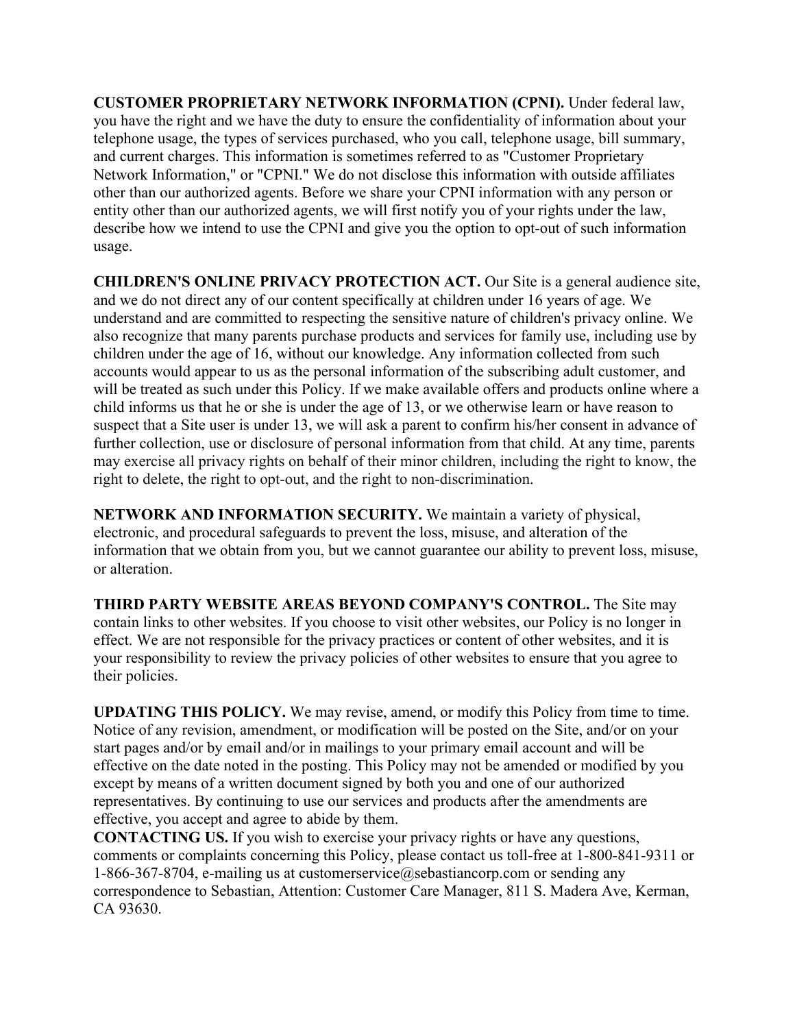**CUSTOMER PROPRIETARY NETWORK INFORMATION (CPNI).** Under federal law, you have the right and we have the duty to ensure the confidentiality of information about your telephone usage, the types of services purchased, who you call, telephone usage, bill summary, and current charges. This information is sometimes referred to as "Customer Proprietary Network Information," or "CPNI." We do not disclose this information with outside affiliates other than our authorized agents. Before we share your CPNI information with any person or entity other than our authorized agents, we will first notify you of your rights under the law, describe how we intend to use the CPNI and give you the option to opt-out of such information usage.

**CHILDREN'S ONLINE PRIVACY PROTECTION ACT.** Our Site is a general audience site, and we do not direct any of our content specifically at children under 16 years of age. We understand and are committed to respecting the sensitive nature of children's privacy online. We also recognize that many parents purchase products and services for family use, including use by children under the age of 16, without our knowledge. Any information collected from such accounts would appear to us as the personal information of the subscribing adult customer, and will be treated as such under this Policy. If we make available offers and products online where a child informs us that he or she is under the age of 13, or we otherwise learn or have reason to suspect that a Site user is under 13, we will ask a parent to confirm his/her consent in advance of further collection, use or disclosure of personal information from that child. At any time, parents may exercise all privacy rights on behalf of their minor children, including the right to know, the right to delete, the right to opt-out, and the right to non-discrimination.

**NETWORK AND INFORMATION SECURITY.** We maintain a variety of physical, electronic, and procedural safeguards to prevent the loss, misuse, and alteration of the information that we obtain from you, but we cannot guarantee our ability to prevent loss, misuse, or alteration.

**THIRD PARTY WEBSITE AREAS BEYOND COMPANY'S CONTROL.** The Site may contain links to other websites. If you choose to visit other websites, our Policy is no longer in effect. We are not responsible for the privacy practices or content of other websites, and it is your responsibility to review the privacy policies of other websites to ensure that you agree to their policies.

**UPDATING THIS POLICY.** We may revise, amend, or modify this Policy from time to time. Notice of any revision, amendment, or modification will be posted on the Site, and/or on your start pages and/or by email and/or in mailings to your primary email account and will be effective on the date noted in the posting. This Policy may not be amended or modified by you except by means of a written document signed by both you and one of our authorized representatives. By continuing to use our services and products after the amendments are effective, you accept and agree to abide by them.

**CONTACTING US.** If you wish to exercise your privacy rights or have any questions, comments or complaints concerning this Policy, please contact us toll-free at 1-800-841-9311 or 1-866-367-8704, e-mailing us at customerservice@sebastiancorp.com or sending any correspondence to Sebastian, Attention: Customer Care Manager, 811 S. Madera Ave, Kerman, CA 93630.